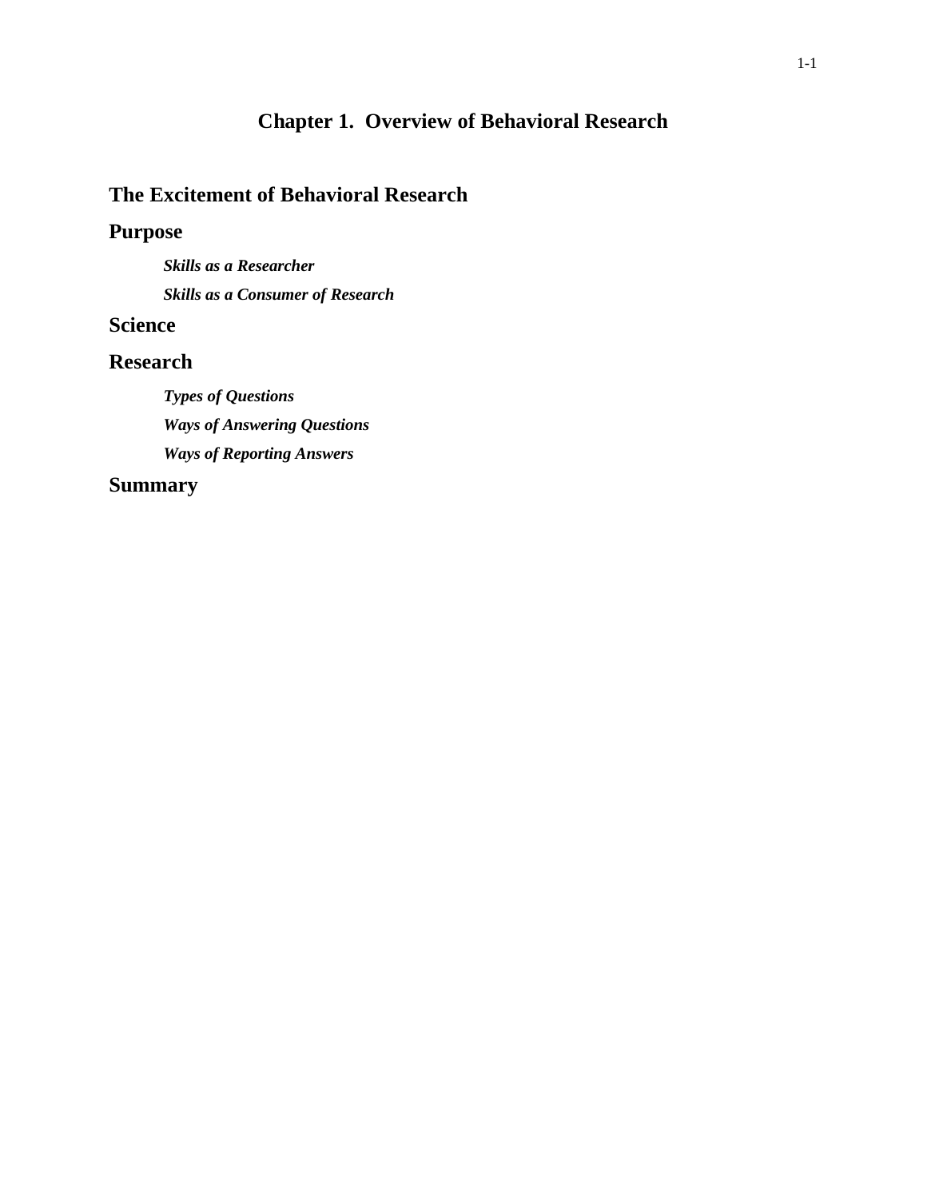# Chapter 1. Overview of Behavioral Research

## The Excitement of Behavioral Research

## Purpose

### *Skills as a Researcher*

### *Skills as a Consumer of Research*

## Science

## Research

### *Types of Questions*

### *Ways of Answering Questions*

### *Ways of Reporting Answers*

## Summary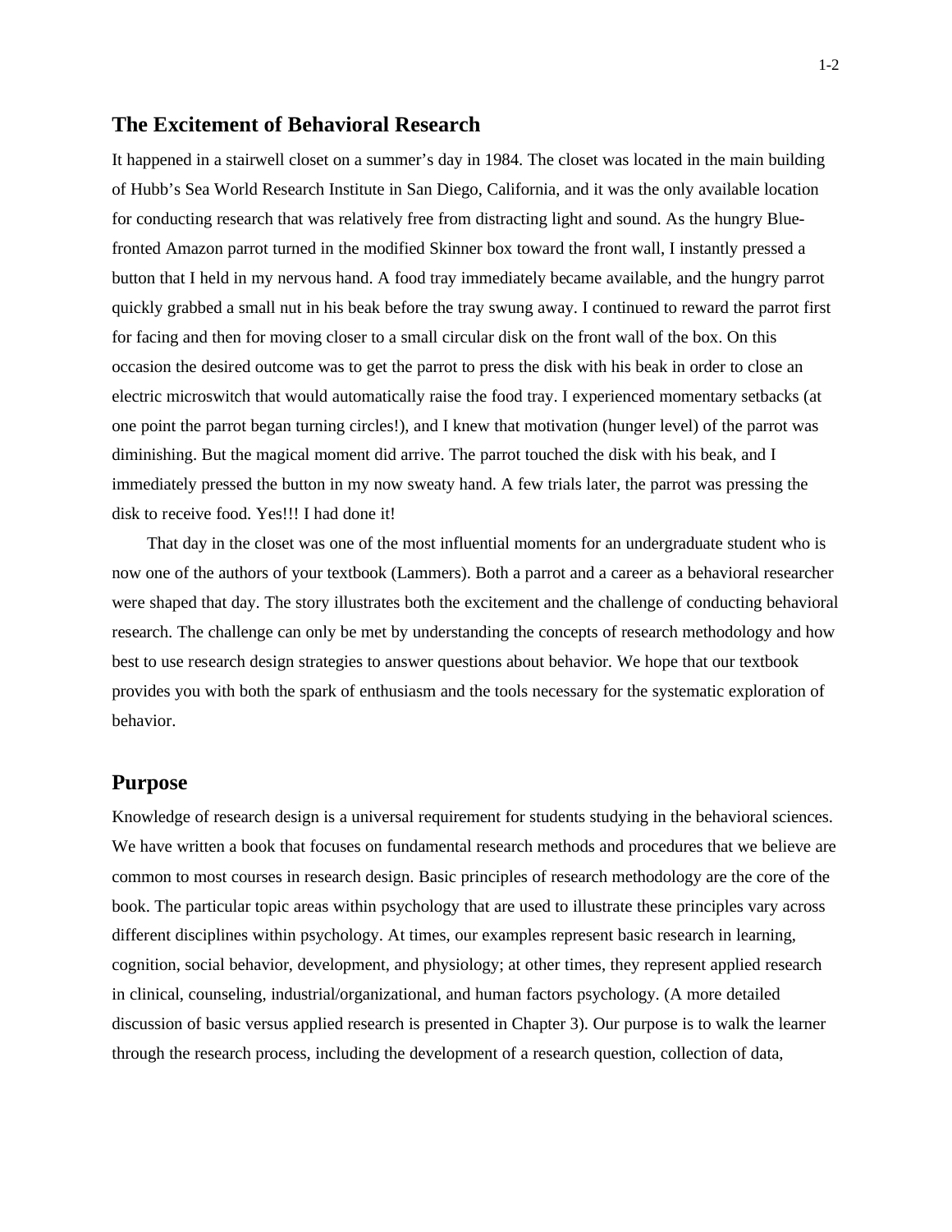## The Excitement of Behavioral Research

It happened in a stairwell closet on a summer's day in 1984. The closet was located in the main building of Hubb's Sea World Research Institute in San Diego, California, and it was the only available location for conducting research that was relatively free from distracting light and sound. As the hungry Blue-fronted Amazon parrot turned in the modified Skinner box toward the front wall, I instantly pressed a button that I held in my nervous hand. A food tray immediately became available, and the hungry parrot quickly grabbed a small nut in his beak before the tray swung away. I continued to reward the parrot first for facing and then for moving closer to a small circular disk on the front wall of the box. On this occasion the desired outcome was to get the parrot to press the disk with his beak in order to close an electric microswitch that would automatically raise the food tray. I experienced momentary setbacks (at one point the parrot began turning circles!), and I knew that motivation (hunger level) of the parrot was diminishing. But the magical moment did arrive. The parrot touched the disk with his beak, and I immediately pressed the button in my now sweaty hand. A few trials later, the parrot was pressing the disk to receive food. Yes!!! I had done it!

That day in the closet was one of the most influential moments for an undergraduate student who is now one of the authors of your textbook (Lammers). Both a parrot and a career as a behavioral researcher were shaped that day. The story illustrates both the excitement and the challenge of conducting behavioral research. The challenge can only be met by understanding the concepts of research methodology and how best to use research design strategies to answer questions about behavior. We hope that our textbook provides you with both the spark of enthusiasm and the tools necessary for the systematic exploration of behavior.

## Purpose

Knowledge of research design is a universal requirement for students studying in the behavioral sciences. We have written a book that focuses on fundamental research methods and procedures that we believe are common to most courses in research design. Basic principles of research methodology are the core of the book. The particular topic areas within psychology that are used to illustrate these principles vary across different disciplines within psychology. At times, our examples represent basic research in learning, cognition, social behavior, development, and physiology; at other times, they represent applied research in clinical, counseling, industrial/organizational, and human factors psychology. (A more detailed discussion of basic versus applied research is presented in Chapter 3). Our purpose is to walk the learner through the research process, including the development of a research question, collection of data,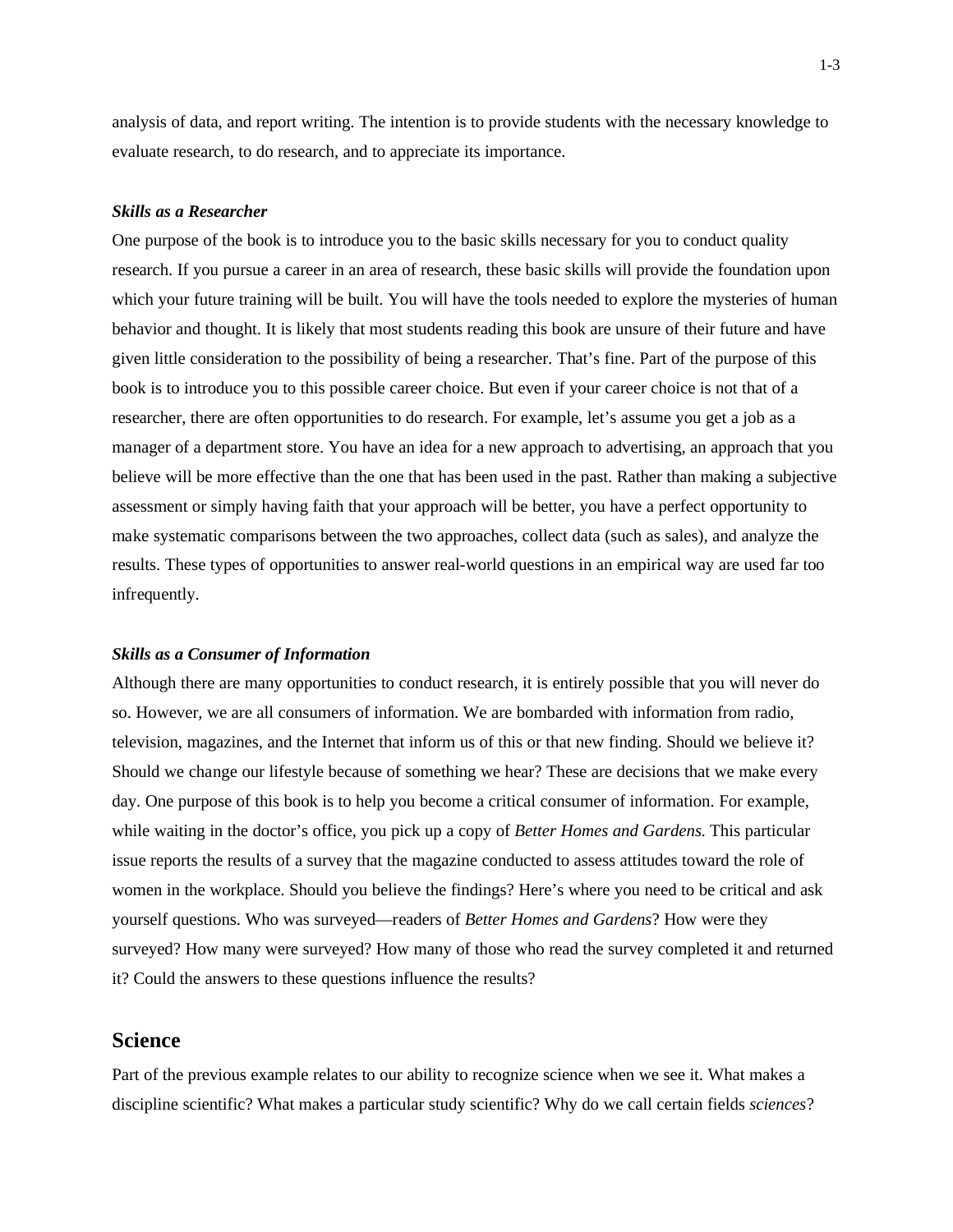analysis of data, and report writing. The intention is to provide students with the necessary knowledge to evaluate research, to do research, and to appreciate its importance.

### *Skills as a Researcher*

One purpose of the book is to introduce you to the basic skills necessary for you to conduct quality research. If you pursue a career in an area of research, these basic skills will provide the foundation upon which your future training will be built. You will have the tools needed to explore the mysteries of human behavior and thought. It is likely that most students reading this book are unsure of their future and have given little consideration to the possibility of being a researcher. That's fine. Part of the purpose of this book is to introduce you to this possible career choice. But even if your career choice is not that of a researcher, there are often opportunities to do research. For example, let's assume you get a job as a manager of a department store. You have an idea for a new approach to advertising, an approach that you believe will be more effective than the one that has been used in the past. Rather than making a subjective assessment or simply having faith that your approach will be better, you have a perfect opportunity to make systematic comparisons between the two approaches, collect data (such as sales), and analyze the results. These types of opportunities to answer real-world questions in an empirical way are used far too infrequently.

### *Skills as a Consumer of Information*

Although there are many opportunities to conduct research, it is entirely possible that you will never do so. However, we are all consumers of information. We are bombarded with information from radio, television, magazines, and the Internet that inform us of this or that new finding. Should we believe it? Should we change our lifestyle because of something we hear? These are decisions that we make every day. One purpose of this book is to help you become a critical consumer of information. For example, while waiting in the doctor's office, you pick up a copy of *Better Homes and Gardens.* This particular issue reports the results of a survey that the magazine conducted to assess attitudes toward the role of women in the workplace. Should you believe the findings? Here's where you need to be critical and ask yourself questions. Who was surveyed—readers of *Better Homes and Gardens*? How were they surveyed? How many were surveyed? How many of those who read the survey completed it and returned it? Could the answers to these questions influence the results?

## Science

Part of the previous example relates to our ability to recognize science when we see it. What makes a discipline scientific? What makes a particular study scientific? Why do we call certain fields *sciences*?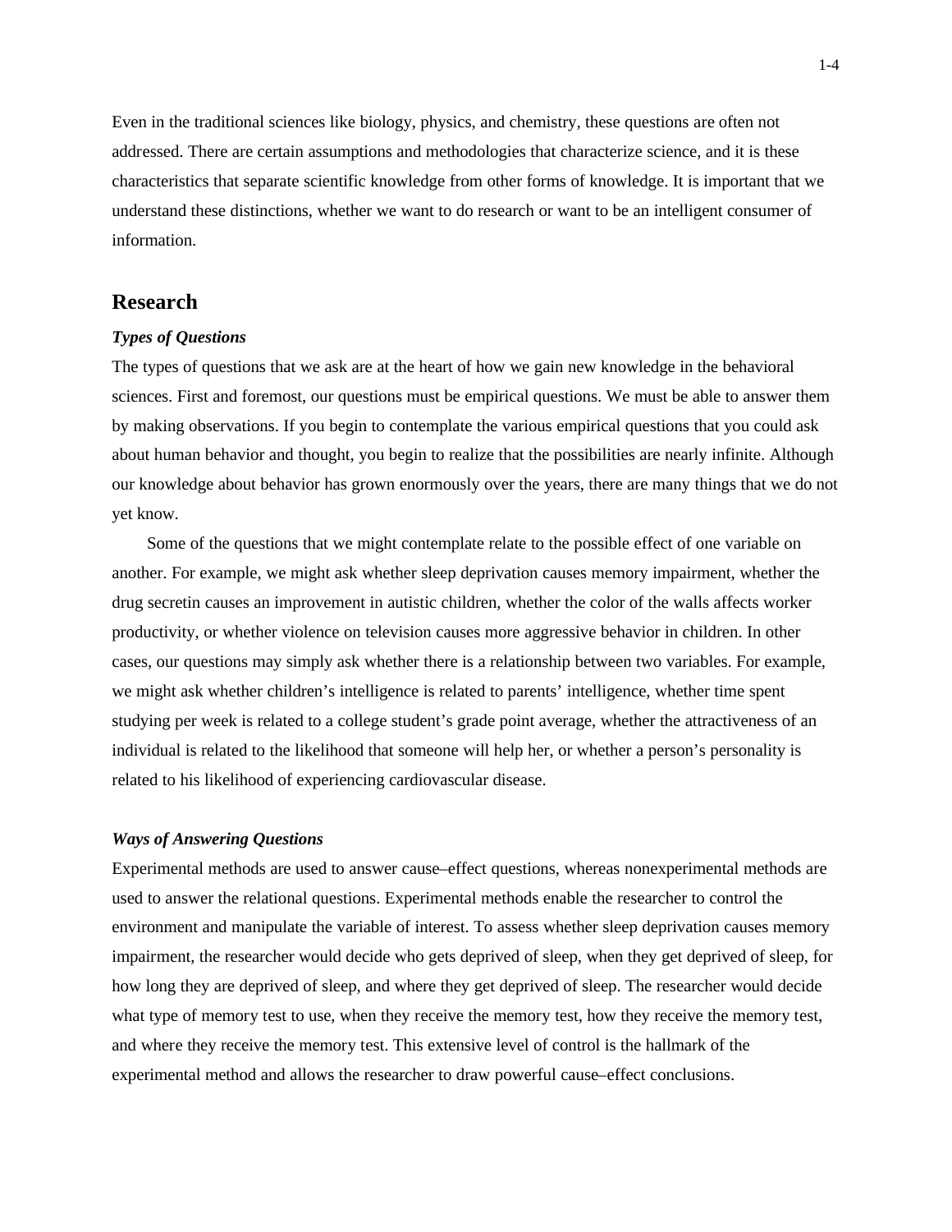Even in the traditional sciences like biology, physics, and chemistry, these questions are often not addressed. There are certain assumptions and methodologies that characterize science, and it is these characteristics that separate scientific knowledge from other forms of knowledge. It is important that we understand these distinctions, whether we want to do research or want to be an intelligent consumer of information.

## Research

### *Types of Questions*

The types of questions that we ask are at the heart of how we gain new knowledge in the behavioral sciences. First and foremost, our questions must be empirical questions. We must be able to answer them by making observations. If you begin to contemplate the various empirical questions that you could ask about human behavior and thought, you begin to realize that the possibilities are nearly infinite. Although our knowledge about behavior has grown enormously over the years, there are many things that we do not yet know.

Some of the questions that we might contemplate relate to the possible effect of one variable on another. For example, we might ask whether sleep deprivation causes memory impairment, whether the drug secretin causes an improvement in autistic children, whether the color of the walls affects worker productivity, or whether violence on television causes more aggressive behavior in children. In other cases, our questions may simply ask whether there is a relationship between two variables. For example, we might ask whether children's intelligence is related to parents' intelligence, whether time spent studying per week is related to a college student's grade point average, whether the attractiveness of an individual is related to the likelihood that someone will help her, or whether a person's personality is related to his likelihood of experiencing cardiovascular disease.

### *Ways of Answering Questions*

Experimental methods are used to answer cause–effect questions, whereas nonexperimental methods are used to answer the relational questions. Experimental methods enable the researcher to control the environment and manipulate the variable of interest. To assess whether sleep deprivation causes memory impairment, the researcher would decide who gets deprived of sleep, when they get deprived of sleep, for how long they are deprived of sleep, and where they get deprived of sleep. The researcher would decide what type of memory test to use, when they receive the memory test, how they receive the memory test, and where they receive the memory test. This extensive level of control is the hallmark of the experimental method and allows the researcher to draw powerful cause–effect conclusions.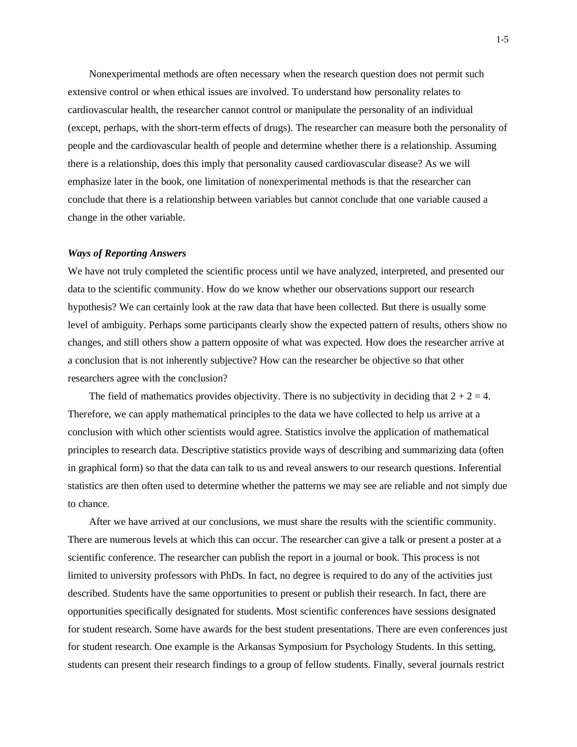Nonexperimental methods are often necessary when the research question does not permit such extensive control or when ethical issues are involved. To understand how personality relates to cardiovascular health, the researcher cannot control or manipulate the personality of an individual (except, perhaps, with the short-term effects of drugs). The researcher can measure both the personality of people and the cardiovascular health of people and determine whether there is a relationship. Assuming there is a relationship, does this imply that personality caused cardiovascular disease? As we will emphasize later in the book, one limitation of nonexperimental methods is that the researcher can conclude that there is a relationship between variables but cannot conclude that one variable caused a change in the other variable.

### *Ways of Reporting Answers*

We have not truly completed the scientific process until we have analyzed, interpreted, and presented our data to the scientific community. How do we know whether our observations support our research hypothesis? We can certainly look at the raw data that have been collected. But there is usually some level of ambiguity. Perhaps some participants clearly show the expected pattern of results, others show no changes, and still others show a pattern opposite of what was expected. How does the researcher arrive at a conclusion that is not inherently subjective? How can the researcher be objective so that other researchers agree with the conclusion?

The field of mathematics provides objectivity. There is no subjectivity in deciding that $2 + 2 = 4$. Therefore, we can apply mathematical principles to the data we have collected to help us arrive at a conclusion with which other scientists would agree. Statistics involve the application of mathematical principles to research data. Descriptive statistics provide ways of describing and summarizing data (often in graphical form) so that the data can talk to us and reveal answers to our research questions. Inferential statistics are then often used to determine whether the patterns we may see are reliable and not simply due to chance.

After we have arrived at our conclusions, we must share the results with the scientific community. There are numerous levels at which this can occur. The researcher can give a talk or present a poster at a scientific conference. The researcher can publish the report in a journal or book. This process is not limited to university professors with PhDs. In fact, no degree is required to do any of the activities just described. Students have the same opportunities to present or publish their research. In fact, there are opportunities specifically designated for students. Most scientific conferences have sessions designated for student research. Some have awards for the best student presentations. There are even conferences just for student research. One example is the Arkansas Symposium for Psychology Students. In this setting, students can present their research findings to a group of fellow students. Finally, several journals restrict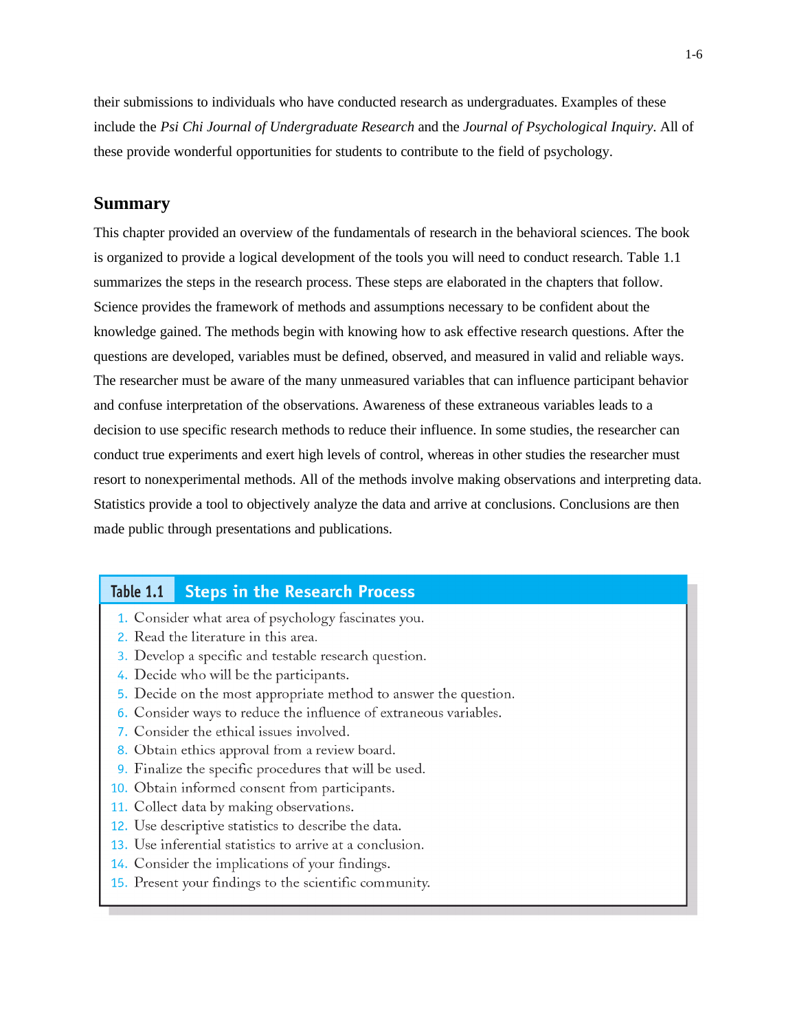their submissions to individuals who have conducted research as undergraduates. Examples of these include the *Psi Chi Journal of Undergraduate Research* and the *Journal of Psychological Inquiry*. All of these provide wonderful opportunities for students to contribute to the field of psychology.

## Summary

This chapter provided an overview of the fundamentals of research in the behavioral sciences. The book is organized to provide a logical development of the tools you will need to conduct research. Table 1.1 summarizes the steps in the research process. These steps are elaborated in the chapters that follow. Science provides the framework of methods and assumptions necessary to be confident about the knowledge gained. The methods begin with knowing how to ask effective research questions. After the questions are developed, variables must be defined, observed, and measured in valid and reliable ways. The researcher must be aware of the many unmeasured variables that can influence participant behavior and confuse interpretation of the observations. Awareness of these extraneous variables leads to a decision to use specific research methods to reduce their influence. In some studies, the researcher can conduct true experiments and exert high levels of control, whereas in other studies the researcher must resort to nonexperimental methods. All of the methods involve making observations and interpreting data. Statistics provide a tool to objectively analyze the data and arrive at conclusions. Conclusions are then made public through presentations and publications.

**Table 1.1 Steps in the Research Process**

1. Consider what area of psychology fascinates you.
2. Read the literature in this area.
3. Develop a specific and testable research question.
4. Decide who will be the participants.
5. Decide on the most appropriate method to answer the question.
6. Consider ways to reduce the influence of extraneous variables.
7. Consider the ethical issues involved.
8. Obtain ethics approval from a review board.
9. Finalize the specific procedures that will be used.
10. Obtain informed consent from participants.
11. Collect data by making observations.
12. Use descriptive statistics to describe the data.
13. Use inferential statistics to arrive at a conclusion.
14. Consider the implications of your findings.
15. Present your findings to the scientific community.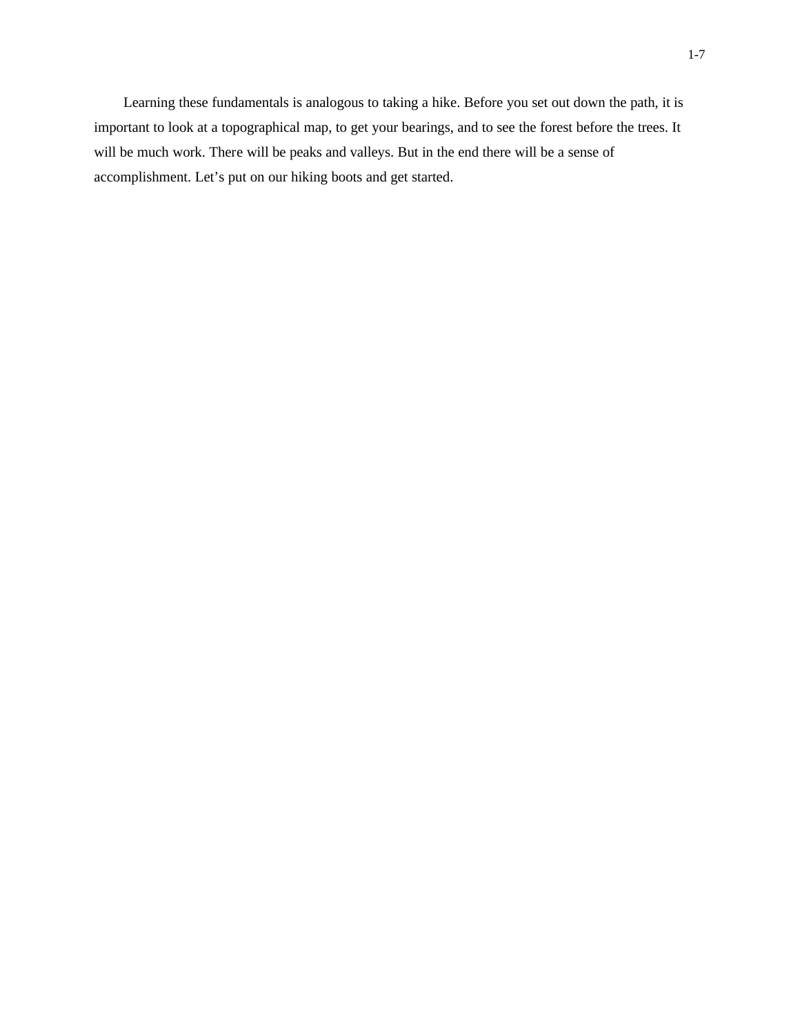Learning these fundamentals is analogous to taking a hike. Before you set out down the path, it is important to look at a topographical map, to get your bearings, and to see the forest before the trees. It will be much work. There will be peaks and valleys. But in the end there will be a sense of accomplishment. Let’s put on our hiking boots and get started.